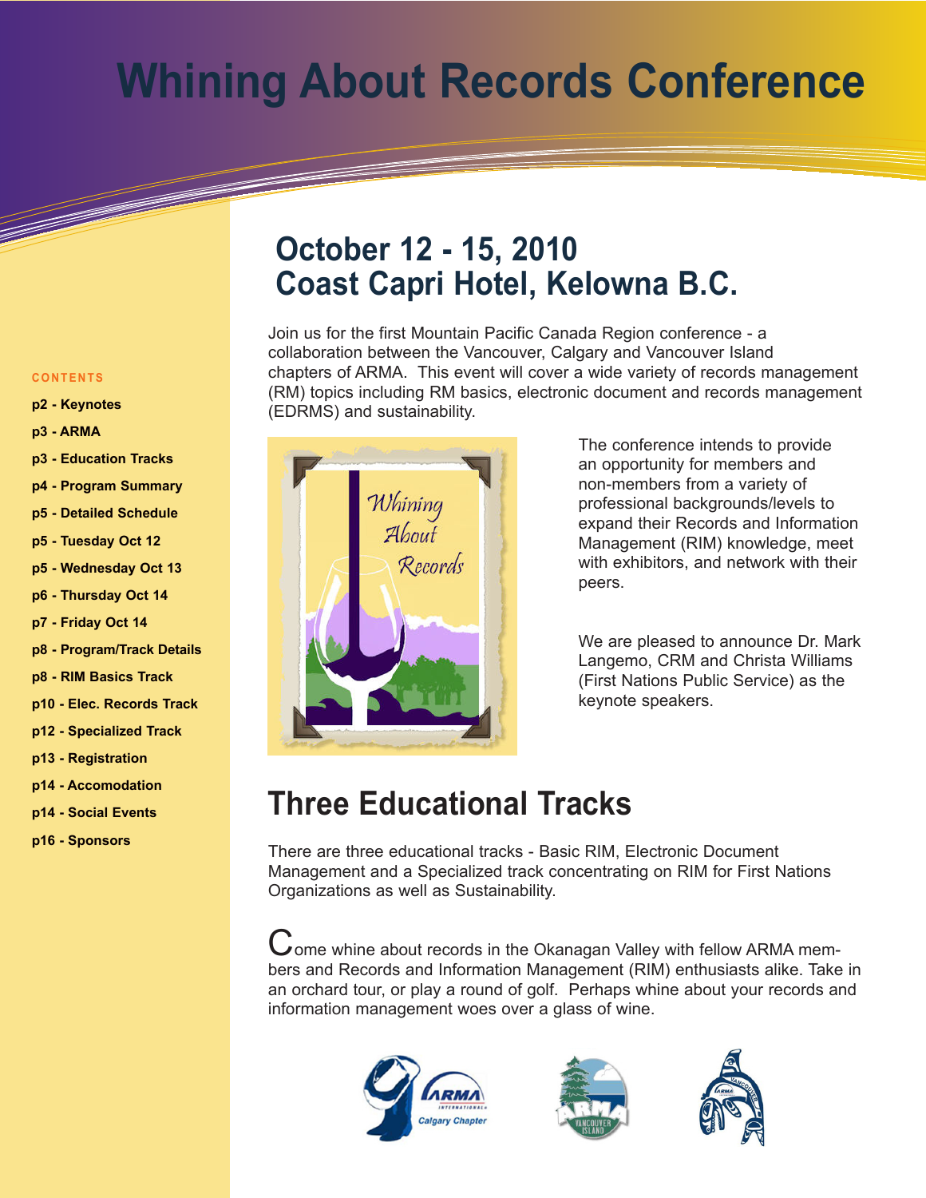# Whining About Records Conference

## October 12 - 15, 2010
## Coast Capri Hotel, Kelowna B.C.

**CONTENTS**

- **p2 - Keynotes**
- **p3 - ARMA**
- **p3 - Education Tracks**
- **p4 - Program Summary**
- **p5 - Detailed Schedule**
- **p5 - Tuesday Oct 12**
- **p5 - Wednesday Oct 13**
- **p6 - Thursday Oct 14**
- **p7 - Friday Oct 14**
- **p8 - Program/Track Details**
- **p8 - RIM Basics Track**
- **p10 - Elec. Records Track**
- **p12 - Specialized Track**
- **p13 - Registration**
- **p14 - Accomodation**
- **p14 - Social Events**
- **p16 - Sponsors**

Join us for the first Mountain Pacific Canada Region conference - a collaboration between the Vancouver, Calgary and Vancouver Island chapters of ARMA. This event will cover a wide variety of records management (RM) topics including RM basics, electronic document and records management (EDRMS) and sustainability.

The conference intends to provide an opportunity for members and non-members from a variety of professional backgrounds/levels to expand their Records and Information Management (RIM) knowledge, meet with exhibitors, and network with their peers.

We are pleased to announce Dr. Mark Langemo, CRM and Christa Williams (First Nations Public Service) as the keynote speakers.

## Three Educational Tracks

There are three educational tracks - Basic RIM, Electronic Document Management and a Specialized track concentrating on RIM for First Nations Organizations as well as Sustainability.

Come whine about records in the Okanagan Valley with fellow ARMA members and Records and Information Management (RIM) enthusiasts alike. Take in an orchard tour, or play a round of golf. Perhaps whine about your records and information management woes over a glass of wine.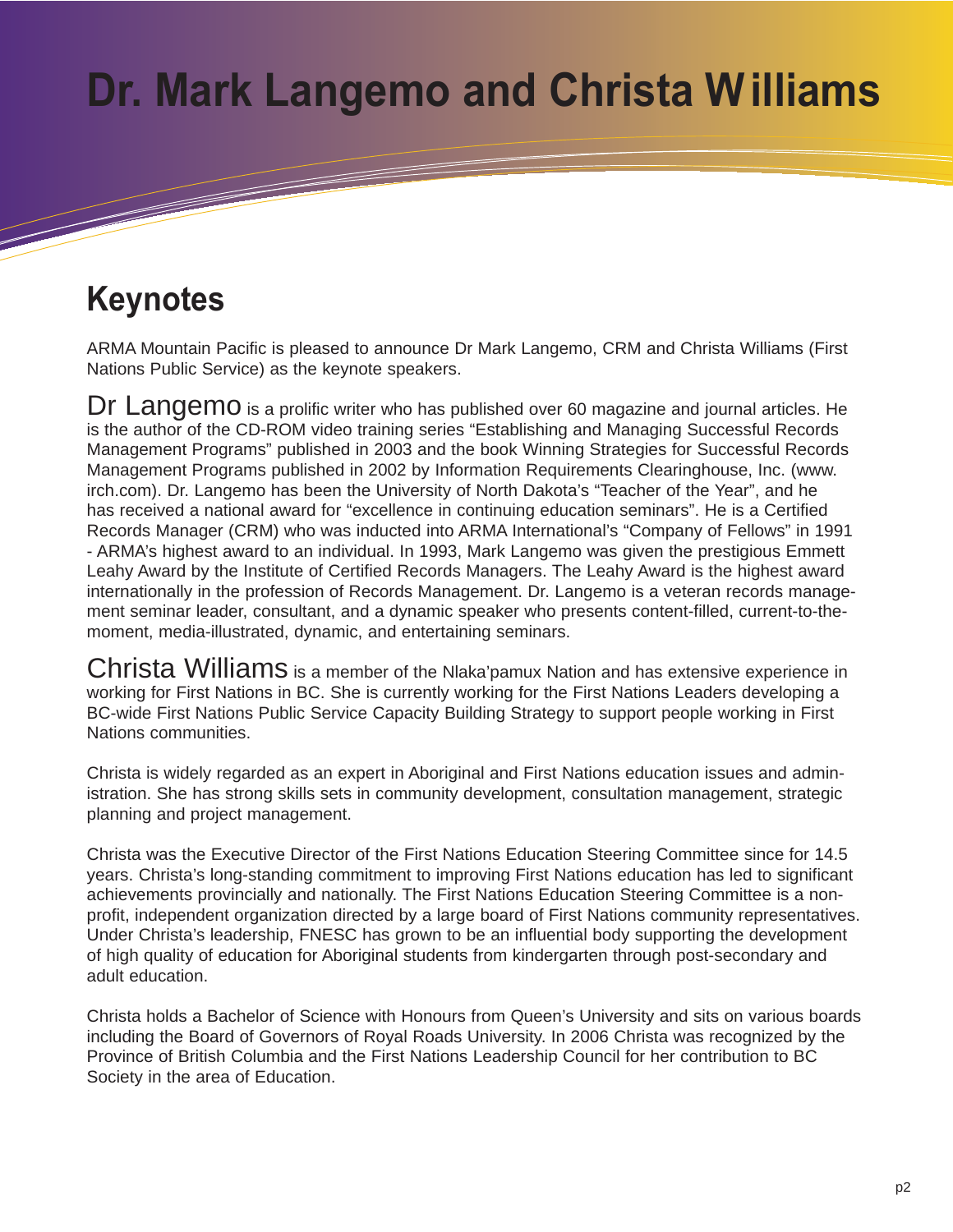# Dr. Mark Langemo and Christa Williams

## Keynotes

ARMA Mountain Pacific is pleased to announce Dr Mark Langemo, CRM and Christa Williams (First Nations Public Service) as the keynote speakers.

Dr Langemo is a prolific writer who has published over 60 magazine and journal articles. He is the author of the CD-ROM video training series "Establishing and Managing Successful Records Management Programs" published in 2003 and the book Winning Strategies for Successful Records Management Programs published in 2002 by Information Requirements Clearinghouse, Inc. (www.irch.com). Dr. Langemo has been the University of North Dakota's "Teacher of the Year", and he has received a national award for "excellence in continuing education seminars". He is a Certified Records Manager (CRM) who was inducted into ARMA International's "Company of Fellows" in 1991 - ARMA's highest award to an individual. In 1993, Mark Langemo was given the prestigious Emmett Leahy Award by the Institute of Certified Records Managers. The Leahy Award is the highest award internationally in the profession of Records Management. Dr. Langemo is a veteran records management seminar leader, consultant, and a dynamic speaker who presents content-filled, current-to-the-moment, media-illustrated, dynamic, and entertaining seminars.

Christa Williams is a member of the Nlaka'pamux Nation and has extensive experience in working for First Nations in BC. She is currently working for the First Nations Leaders developing a BC-wide First Nations Public Service Capacity Building Strategy to support people working in First Nations communities.

Christa is widely regarded as an expert in Aboriginal and First Nations education issues and administration. She has strong skills sets in community development, consultation management, strategic planning and project management.

Christa was the Executive Director of the First Nations Education Steering Committee since for 14.5 years. Christa's long-standing commitment to improving First Nations education has led to significant achievements provincially and nationally. The First Nations Education Steering Committee is a non-profit, independent organization directed by a large board of First Nations community representatives. Under Christa's leadership, FNESC has grown to be an influential body supporting the development of high quality of education for Aboriginal students from kindergarten through post-secondary and adult education.

Christa holds a Bachelor of Science with Honours from Queen's University and sits on various boards including the Board of Governors of Royal Roads University. In 2006 Christa was recognized by the Province of British Columbia and the First Nations Leadership Council for her contribution to BC Society in the area of Education.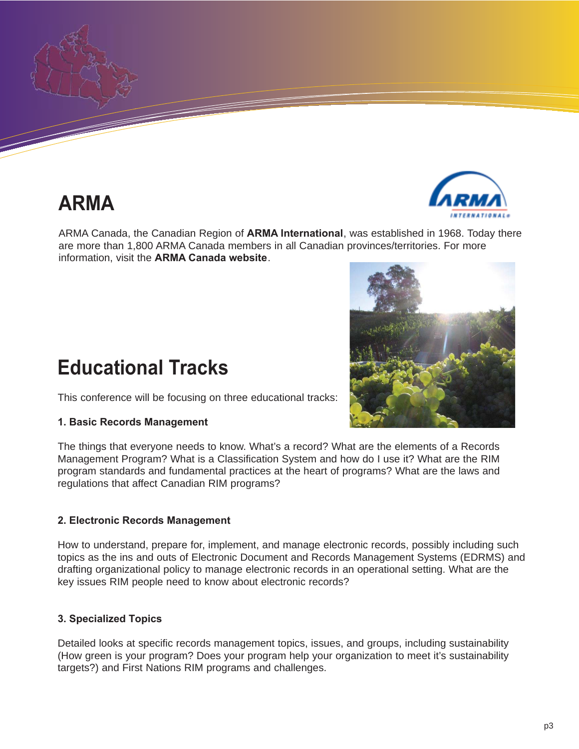# ARMA

ARMA Canada, the Canadian Region of **ARMA International**, was established in 1968. Today there are more than 1,800 ARMA Canada members in all Canadian provinces/territories. For more information, visit the **ARMA Canada website**.

# Educational Tracks

This conference will be focusing on three educational tracks:

**1. Basic Records Management**

The things that everyone needs to know. What's a record? What are the elements of a Records Management Program? What is a Classification System and how do I use it? What are the RIM program standards and fundamental practices at the heart of programs? What are the laws and regulations that affect Canadian RIM programs?

**2. Electronic Records Management**

How to understand, prepare for, implement, and manage electronic records, possibly including such topics as the ins and outs of Electronic Document and Records Management Systems (EDRMS) and drafting organizational policy to manage electronic records in an operational setting. What are the key issues RIM people need to know about electronic records?

**3. Specialized Topics**

Detailed looks at specific records management topics, issues, and groups, including sustainability (How green is your program? Does your program help your organization to meet it's sustainability targets?) and First Nations RIM programs and challenges.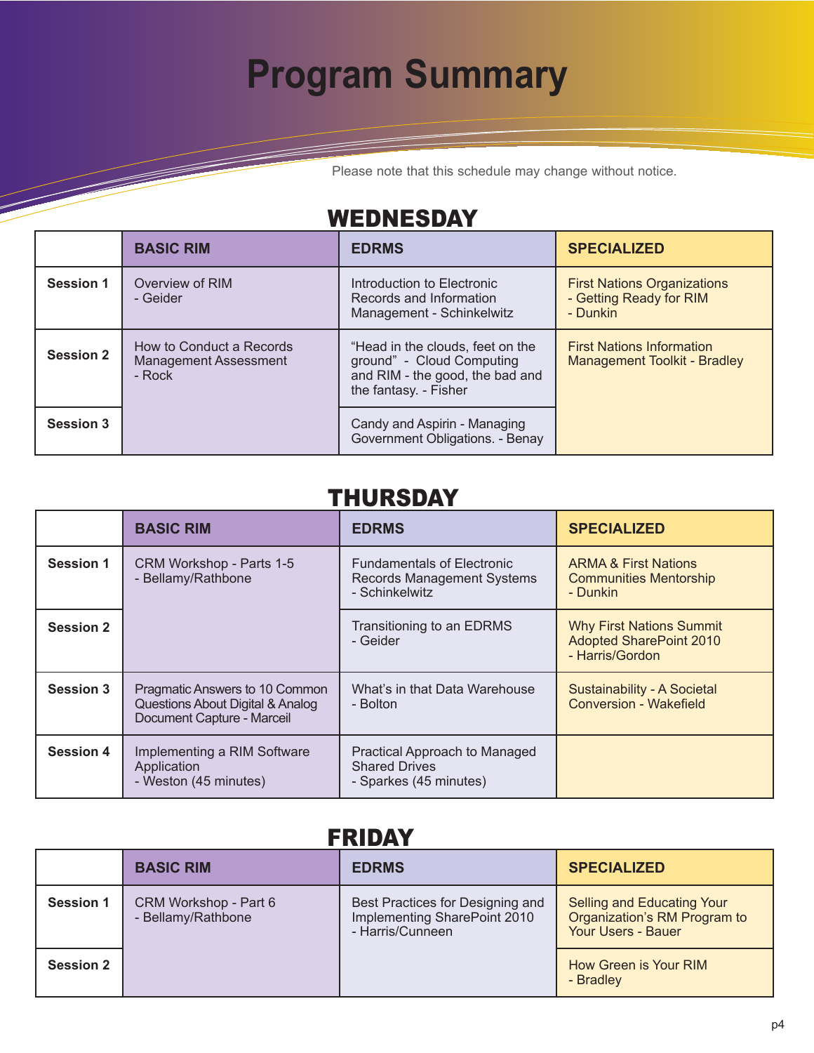# Program Summary

Please note that this schedule may change without notice.

## WEDNESDAY

| | BASIC RIM | EDRMS | SPECIALIZED |
|---|---|---|---|
| Session 1 | Overview of RIM - Geider | Introduction to Electronic Records and Information Management - Schinkelwitz | First Nations Organizations - Getting Ready for RIM - Dunkin |
| Session 2 | How to Conduct a Records Management Assessment - Rock | "Head in the clouds, feet on the ground" - Cloud Computing and RIM - the good, the bad and the fantasy. - Fisher | First Nations Information Management Toolkit - Bradley |
| Session 3 | | Candy and Aspirin - Managing Government Obligations. - Benay | |

## THURSDAY

| | BASIC RIM | EDRMS | SPECIALIZED |
|---|---|---|---|
| Session 1 | CRM Workshop - Parts 1-5 - Bellamy/Rathbone | Fundamentals of Electronic Records Management Systems - Schinkelwitz | ARMA & First Nations Communities Mentorship - Dunkin |
| Session 2 | | Transitioning to an EDRMS - Geider | Why First Nations Summit Adopted SharePoint 2010 - Harris/Gordon |
| Session 3 | Pragmatic Answers to 10 Common Questions About Digital & Analog Document Capture - Marceil | What's in that Data Warehouse - Bolton | Sustainability - A Societal Conversion - Wakefield |
| Session 4 | Implementing a RIM Software Application - Weston (45 minutes) | Practical Approach to Managed Shared Drives - Sparkes (45 minutes) | |

## FRIDAY

| | BASIC RIM | EDRMS | SPECIALIZED |
|---|---|---|---|
| Session 1 | CRM Workshop - Part 6 - Bellamy/Rathbone | Best Practices for Designing and Implementing SharePoint 2010 - Harris/Cunneen | Selling and Educating Your Organization's RM Program to Your Users - Bauer |
| Session 2 | | | How Green is Your RIM - Bradley |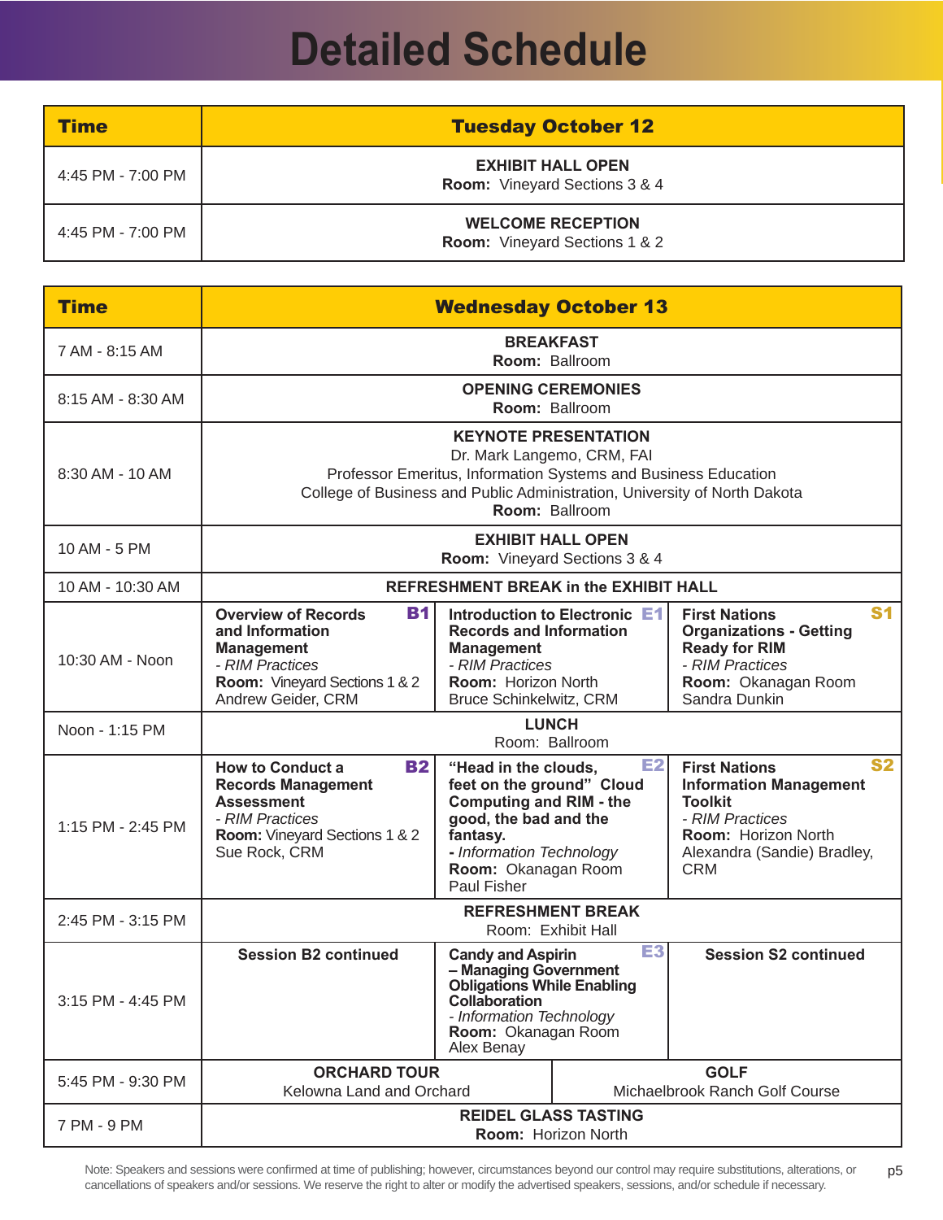# Detailed Schedule

| Time | Tuesday October 12 |
|---|---|
| 4:45 PM - 7:00 PM | **EXHIBIT HALL OPEN**<br>**Room:** Vineyard Sections 3 & 4 |
| 4:45 PM - 7:00 PM | **WELCOME RECEPTION**<br>**Room:** Vineyard Sections 1 & 2 |

| Time | Wednesday October 13 | | |
|---|---|---|---|
| 7 AM - 8:15 AM | **BREAKFAST**<br>**Room:** Ballroom | | |
| 8:15 AM - 8:30 AM | **OPENING CEREMONIES**<br>**Room:** Ballroom | | |
| 8:30 AM - 10 AM | **KEYNOTE PRESENTATION**<br>Dr. Mark Langemo, CRM, FAI<br>Professor Emeritus, Information Systems and Business Education<br>College of Business and Public Administration, University of North Dakota<br>**Room:** Ballroom | | |
| 10 AM - 5 PM | **EXHIBIT HALL OPEN**<br>**Room:** Vineyard Sections 3 & 4 | | |
| 10 AM - 10:30 AM | **REFRESHMENT BREAK in the EXHIBIT HALL** | | |
| 10:30 AM - Noon | **B1** **Overview of Records and Information Management**<br>*- RIM Practices*<br>**Room:** Vineyard Sections 1 & 2<br>Andrew Geider, CRM | **E1** **Introduction to Electronic Records and Information Management**<br>*- RIM Practices*<br>**Room:** Horizon North<br>Bruce Schinkelwitz, CRM | **S1** **First Nations Organizations - Getting Ready for RIM**<br>*- RIM Practices*<br>**Room:** Okanagan Room<br>Sandra Dunkin |
| Noon - 1:15 PM | **LUNCH**<br>Room: Ballroom | | |
| 1:15 PM - 2:45 PM | **B2** **How to Conduct a Records Management Assessment**<br>*- RIM Practices*<br>**Room:** Vineyard Sections 1 & 2<br>Sue Rock, CRM | **E2** **"Head in the clouds, feet on the ground" Cloud Computing and RIM - the good, the bad and the fantasy.**<br>**-** *Information Technology*<br>**Room:** Okanagan Room<br>Paul Fisher | **S2** **First Nations Information Management Toolkit**<br>*- RIM Practices*<br>**Room:** Horizon North<br>Alexandra (Sandie) Bradley, CRM |
| 2:45 PM - 3:15 PM | **REFRESHMENT BREAK**<br>Room: Exhibit Hall | | |
| 3:15 PM - 4:45 PM | **Session B2 continued** | **E3** **Candy and Aspirin – Managing Government Obligations While Enabling Collaboration**<br>*- Information Technology*<br>**Room:** Okanagan Room<br>Alex Benay | **Session S2 continued** |
| 5:45 PM - 9:30 PM | **ORCHARD TOUR**<br>Kelowna Land and Orchard | **GOLF**<br>Michaelbrook Ranch Golf Course | |
| 7 PM - 9 PM | **REIDEL GLASS TASTING**<br>**Room:** Horizon North | | |

Note: Speakers and sessions were confirmed at time of publishing; however, circumstances beyond our control may require substitutions, alterations, or cancellations of speakers and/or sessions. We reserve the right to alter or modify the advertised speakers, sessions, and/or schedule if necessary.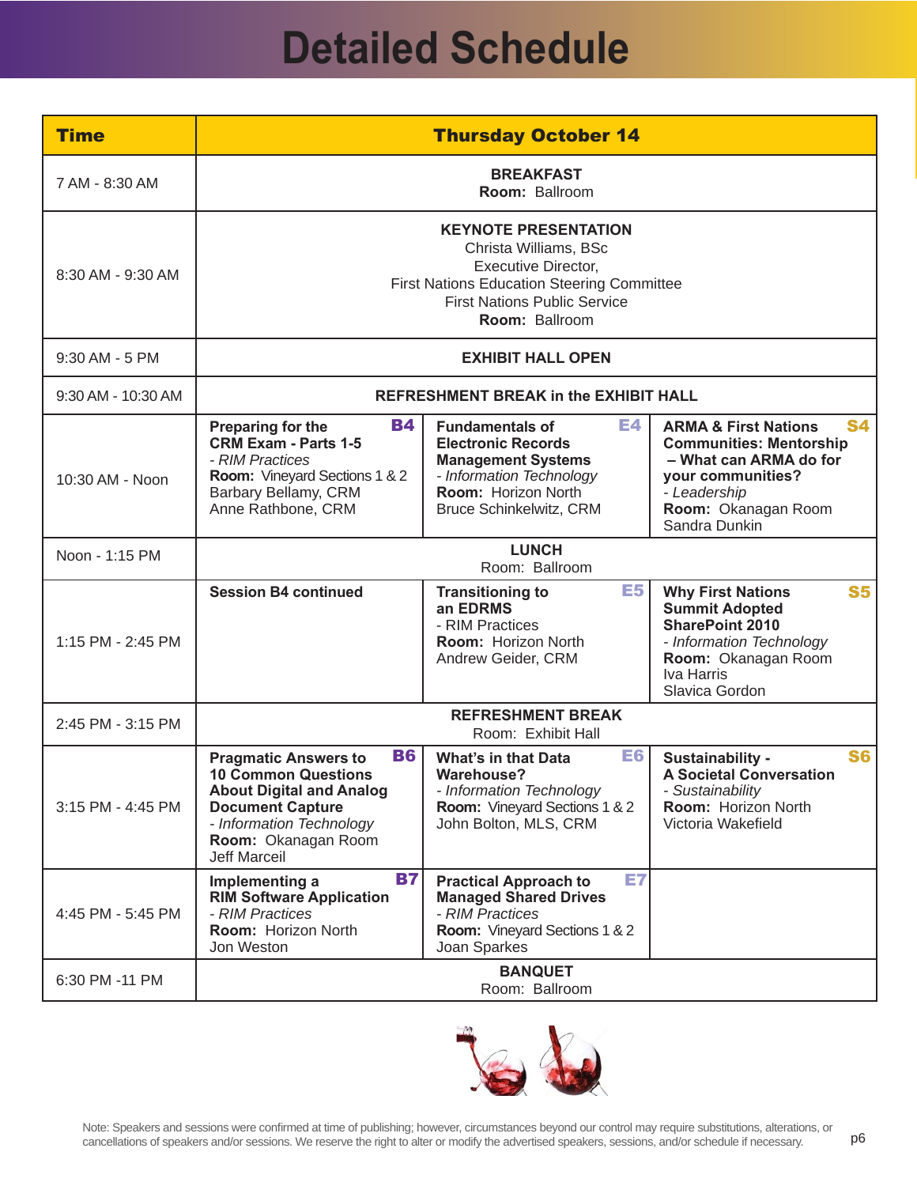# Detailed Schedule

| Time | Thursday October 14 | | |
|---|---|---|---|
| 7 AM - 8:30 AM | **BREAKFAST**<br>**Room:** Ballroom | | |
| 8:30 AM - 9:30 AM | **KEYNOTE PRESENTATION**<br>Christa Williams, BSc<br>Executive Director,<br>First Nations Education Steering Committee<br>First Nations Public Service<br>**Room:** Ballroom | | |
| 9:30 AM - 5 PM | **EXHIBIT HALL OPEN** | | |
| 9:30 AM - 10:30 AM | **REFRESHMENT BREAK in the EXHIBIT HALL** | | |
| 10:30 AM - Noon | **B4** **Preparing for the CRM Exam - Parts 1-5**<br>*- RIM Practices*<br>**Room:** Vineyard Sections 1 & 2<br>Barbary Bellamy, CRM<br>Anne Rathbone, CRM | **E4** **Fundamentals of Electronic Records Management Systems**<br>*- Information Technology*<br>**Room:** Horizon North<br>Bruce Schinkelwitz, CRM | **S4** **ARMA & First Nations Communities: Mentorship – What can ARMA do for your communities?**<br>*- Leadership*<br>**Room:** Okanagan Room<br>Sandra Dunkin |
| Noon - 1:15 PM | **LUNCH**<br>Room: Ballroom | | |
| 1:15 PM - 2:45 PM | **Session B4 continued** | **E5** **Transitioning to an EDRMS**<br>- RIM Practices<br>**Room:** Horizon North<br>Andrew Geider, CRM | **S5** **Why First Nations Summit Adopted SharePoint 2010**<br>*- Information Technology*<br>**Room:** Okanagan Room<br>Iva Harris<br>Slavica Gordon |
| 2:45 PM - 3:15 PM | **REFRESHMENT BREAK**<br>Room: Exhibit Hall | | |
| 3:15 PM - 4:45 PM | **B6** **Pragmatic Answers to 10 Common Questions About Digital and Analog Document Capture**<br>*- Information Technology*<br>**Room:** Okanagan Room<br>Jeff Marceil | **E6** **What's in that Data Warehouse?**<br>*- Information Technology*<br>**Room:** Vineyard Sections 1 & 2<br>John Bolton, MLS, CRM | **S6** **Sustainability - A Societal Conversation**<br>*- Sustainability*<br>**Room:** Horizon North<br>Victoria Wakefield |
| 4:45 PM - 5:45 PM | **B7** **Implementing a RIM Software Application**<br>*- RIM Practices*<br>**Room:** Horizon North<br>Jon Weston | **E7** **Practical Approach to Managed Shared Drives**<br>*- RIM Practices*<br>**Room:** Vineyard Sections 1 & 2<br>Joan Sparkes | |
| 6:30 PM -11 PM | **BANQUET**<br>Room: Ballroom | | |

Note: Speakers and sessions were confirmed at time of publishing; however, circumstances beyond our control may require substitutions, alterations, or cancellations of speakers and/or sessions. We reserve the right to alter or modify the advertised speakers, sessions, and/or schedule if necessary.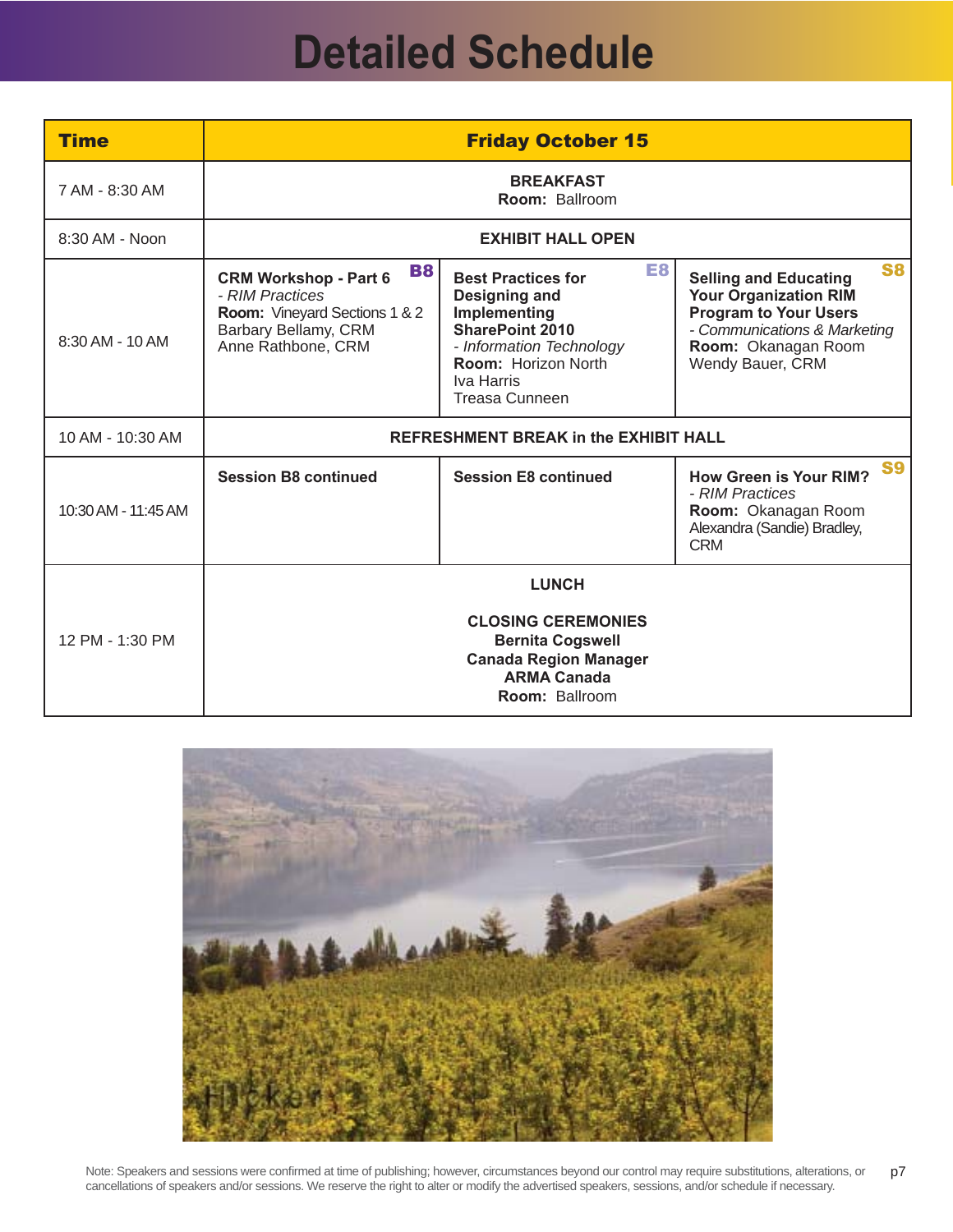# Detailed Schedule

| Time | Friday October 15 | | |
|---|---|---|---|
| 7 AM - 8:30 AM | **BREAKFAST** **Room:** Ballroom | | |
| 8:30 AM - Noon | **EXHIBIT HALL OPEN** | | |
| 8:30 AM - 10 AM | **B8** **CRM Workshop - Part 6** *- RIM Practices* **Room:** Vineyard Sections 1 & 2 Barbary Bellamy, CRM Anne Rathbone, CRM | **E8** **Best Practices for Designing and Implementing SharePoint 2010** *- Information Technology* **Room:** Horizon North Iva Harris Treasa Cunneen | **S8** **Selling and Educating Your Organization RIM Program to Your Users** *- Communications & Marketing* **Room:** Okanagan Room Wendy Bauer, CRM |
| 10 AM - 10:30 AM | **REFRESHMENT BREAK in the EXHIBIT HALL** | | |
| 10:30 AM - 11:45 AM | **Session B8 continued** | **Session E8 continued** | **S9** **How Green is Your RIM?** *- RIM Practices* **Room:** Okanagan Room Alexandra (Sandie) Bradley, CRM |
| 12 PM - 1:30 PM | **LUNCH** **CLOSING CEREMONIES** **Bernita Cogswell** **Canada Region Manager** **ARMA Canada** **Room:** Ballroom | | |

Note: Speakers and sessions were confirmed at time of publishing; however, circumstances beyond our control may require substitutions, alterations, or cancellations of speakers and/or sessions. We reserve the right to alter or modify the advertised speakers, sessions, and/or schedule if necessary.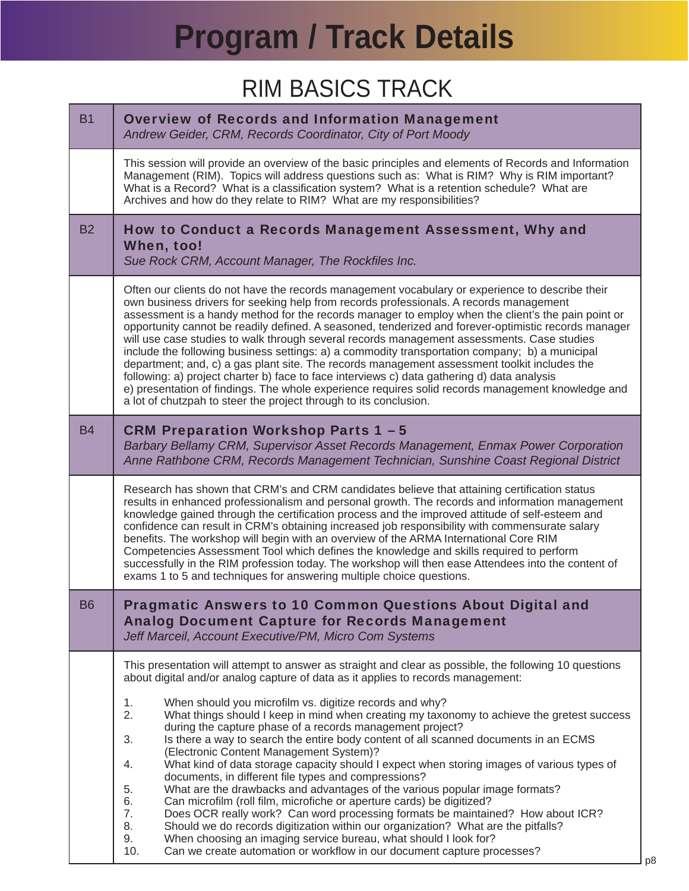# Program / Track Details

## RIM BASICS TRACK

### B1 — Overview of Records and Information Management

*Andrew Geider, CRM, Records Coordinator, City of Port Moody*

This session will provide an overview of the basic principles and elements of Records and Information Management (RIM). Topics will address questions such as: What is RIM? Why is RIM important? What is a Record? What is a classification system? What is a retention schedule? What are Archives and how do they relate to RIM? What are my responsibilities?

### B2 — How to Conduct a Records Management Assessment, Why and When, too!

*Sue Rock CRM, Account Manager, The Rockfiles Inc.*

Often our clients do not have the records management vocabulary or experience to describe their own business drivers for seeking help from records professionals. A records management assessment is a handy method for the records manager to employ when the client's the pain point or opportunity cannot be readily defined. A seasoned, tenderized and forever-optimistic records manager will use case studies to walk through several records management assessments. Case studies include the following business settings: a) a commodity transportation company; b) a municipal department; and, c) a gas plant site. The records management assessment toolkit includes the following: a) project charter b) face to face interviews c) data gathering d) data analysis e) presentation of findings. The whole experience requires solid records management knowledge and a lot of chutzpah to steer the project through to its conclusion.

### B4 — CRM Preparation Workshop Parts 1 – 5

*Barbary Bellamy CRM, Supervisor Asset Records Management, Enmax Power Corporation*
*Anne Rathbone CRM, Records Management Technician, Sunshine Coast Regional District*

Research has shown that CRM's and CRM candidates believe that attaining certification status results in enhanced professionalism and personal growth. The records and information management knowledge gained through the certification process and the improved attitude of self-esteem and confidence can result in CRM's obtaining increased job responsibility with commensurate salary benefits. The workshop will begin with an overview of the ARMA International Core RIM Competencies Assessment Tool which defines the knowledge and skills required to perform successfully in the RIM profession today. The workshop will then ease Attendees into the content of exams 1 to 5 and techniques for answering multiple choice questions.

### B6 — Pragmatic Answers to 10 Common Questions About Digital and Analog Document Capture for Records Management

*Jeff Marceil, Account Executive/PM, Micro Com Systems*

This presentation will attempt to answer as straight and clear as possible, the following 10 questions about digital and/or analog capture of data as it applies to records management:

1. When should you microfilm vs. digitize records and why?
2. What things should I keep in mind when creating my taxonomy to achieve the gretest success during the capture phase of a records management project?
3. Is there a way to search the entire body content of all scanned documents in an ECMS (Electronic Content Management System)?
4. What kind of data storage capacity should I expect when storing images of various types of documents, in different file types and compressions?
5. What are the drawbacks and advantages of the various popular image formats?
6. Can microfilm (roll film, microfiche or aperture cards) be digitized?
7. Does OCR really work? Can word processing formats be maintained? How about ICR?
8. Should we do records digitization within our organization? What are the pitfalls?
9. When choosing an imaging service bureau, what should I look for?
10. Can we create automation or workflow in our document capture processes?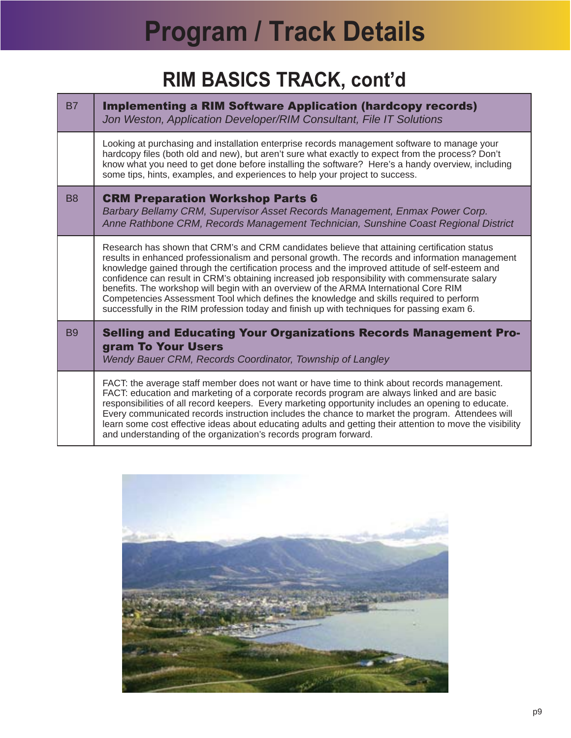# Program / Track Details

## RIM BASICS TRACK, cont'd

| | |
|---|---|
| B7 | **Implementing a RIM Software Application (hardcopy records)**<br>*Jon Weston, Application Developer/RIM Consultant, File IT Solutions* |
| | Looking at purchasing and installation enterprise records management software to manage your hardcopy files (both old and new), but aren't sure what exactly to expect from the process? Don't know what you need to get done before installing the software? Here's a handy overview, including some tips, hints, examples, and experiences to help your project to success. |
| B8 | **CRM Preparation Workshop Parts 6**<br>*Barbary Bellamy CRM, Supervisor Asset Records Management, Enmax Power Corp.*<br>*Anne Rathbone CRM, Records Management Technician, Sunshine Coast Regional District* |
| | Research has shown that CRM's and CRM candidates believe that attaining certification status results in enhanced professionalism and personal growth. The records and information management knowledge gained through the certification process and the improved attitude of self-esteem and confidence can result in CRM's obtaining increased job responsibility with commensurate salary benefits. The workshop will begin with an overview of the ARMA International Core RIM Competencies Assessment Tool which defines the knowledge and skills required to perform successfully in the RIM profession today and finish up with techniques for passing exam 6. |
| B9 | **Selling and Educating Your Organizations Records Management Program To Your Users**<br>*Wendy Bauer CRM, Records Coordinator, Township of Langley* |
| | FACT: the average staff member does not want or have time to think about records management. FACT: education and marketing of a corporate records program are always linked and are basic responsibilities of all record keepers. Every marketing opportunity includes an opening to educate. Every communicated records instruction includes the chance to market the program. Attendees will learn some cost effective ideas about educating adults and getting their attention to move the visibility and understanding of the organization's records program forward. |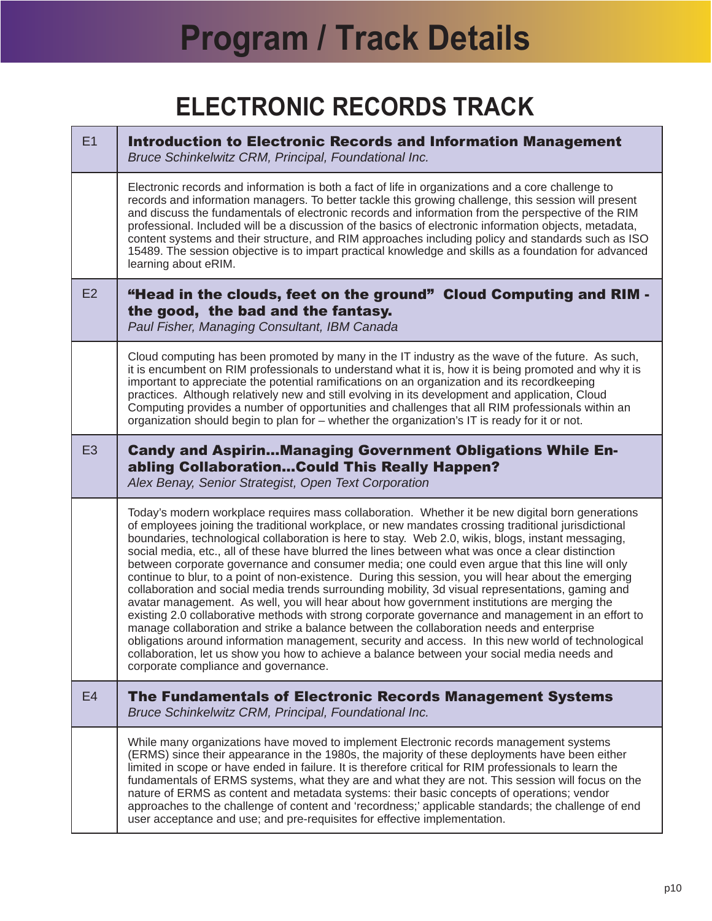# Program / Track Details

## ELECTRONIC RECORDS TRACK

| | |
|---|---|
| E1 | **Introduction to Electronic Records and Information Management**<br>*Bruce Schinkelwitz CRM, Principal, Foundational Inc.* |
| | Electronic records and information is both a fact of life in organizations and a core challenge to records and information managers. To better tackle this growing challenge, this session will present and discuss the fundamentals of electronic records and information from the perspective of the RIM professional. Included will be a discussion of the basics of electronic information objects, metadata, content systems and their structure, and RIM approaches including policy and standards such as ISO 15489. The session objective is to impart practical knowledge and skills as a foundation for advanced learning about eRIM. |
| E2 | **"Head in the clouds, feet on the ground" Cloud Computing and RIM - the good, the bad and the fantasy.**<br>*Paul Fisher, Managing Consultant, IBM Canada* |
| | Cloud computing has been promoted by many in the IT industry as the wave of the future. As such, it is encumbent on RIM professionals to understand what it is, how it is being promoted and why it is important to appreciate the potential ramifications on an organization and its recordkeeping practices. Although relatively new and still evolving in its development and application, Cloud Computing provides a number of opportunities and challenges that all RIM professionals within an organization should begin to plan for – whether the organization's IT is ready for it or not. |
| E3 | **Candy and Aspirin...Managing Government Obligations While Enabling Collaboration...Could This Really Happen?**<br>*Alex Benay, Senior Strategist, Open Text Corporation* |
| | Today's modern workplace requires mass collaboration. Whether it be new digital born generations of employees joining the traditional workplace, or new mandates crossing traditional jurisdictional boundaries, technological collaboration is here to stay. Web 2.0, wikis, blogs, instant messaging, social media, etc., all of these have blurred the lines between what was once a clear distinction between corporate governance and consumer media; one could even argue that this line will only continue to blur, to a point of non-existence. During this session, you will hear about the emerging collaboration and social media trends surrounding mobility, 3d visual representations, gaming and avatar management. As well, you will hear about how government institutions are merging the existing 2.0 collaborative methods with strong corporate governance and management in an effort to manage collaboration and strike a balance between the collaboration needs and enterprise obligations around information management, security and access. In this new world of technological collaboration, let us show you how to achieve a balance between your social media needs and corporate compliance and governance. |
| E4 | **The Fundamentals of Electronic Records Management Systems**<br>*Bruce Schinkelwitz CRM, Principal, Foundational Inc.* |
| | While many organizations have moved to implement Electronic records management systems (ERMS) since their appearance in the 1980s, the majority of these deployments have been either limited in scope or have ended in failure. It is therefore critical for RIM professionals to learn the fundamentals of ERMS systems, what they are and what they are not. This session will focus on the nature of ERMS as content and metadata systems: their basic concepts of operations; vendor approaches to the challenge of content and 'recordness;' applicable standards; the challenge of end user acceptance and use; and pre-requisites for effective implementation. |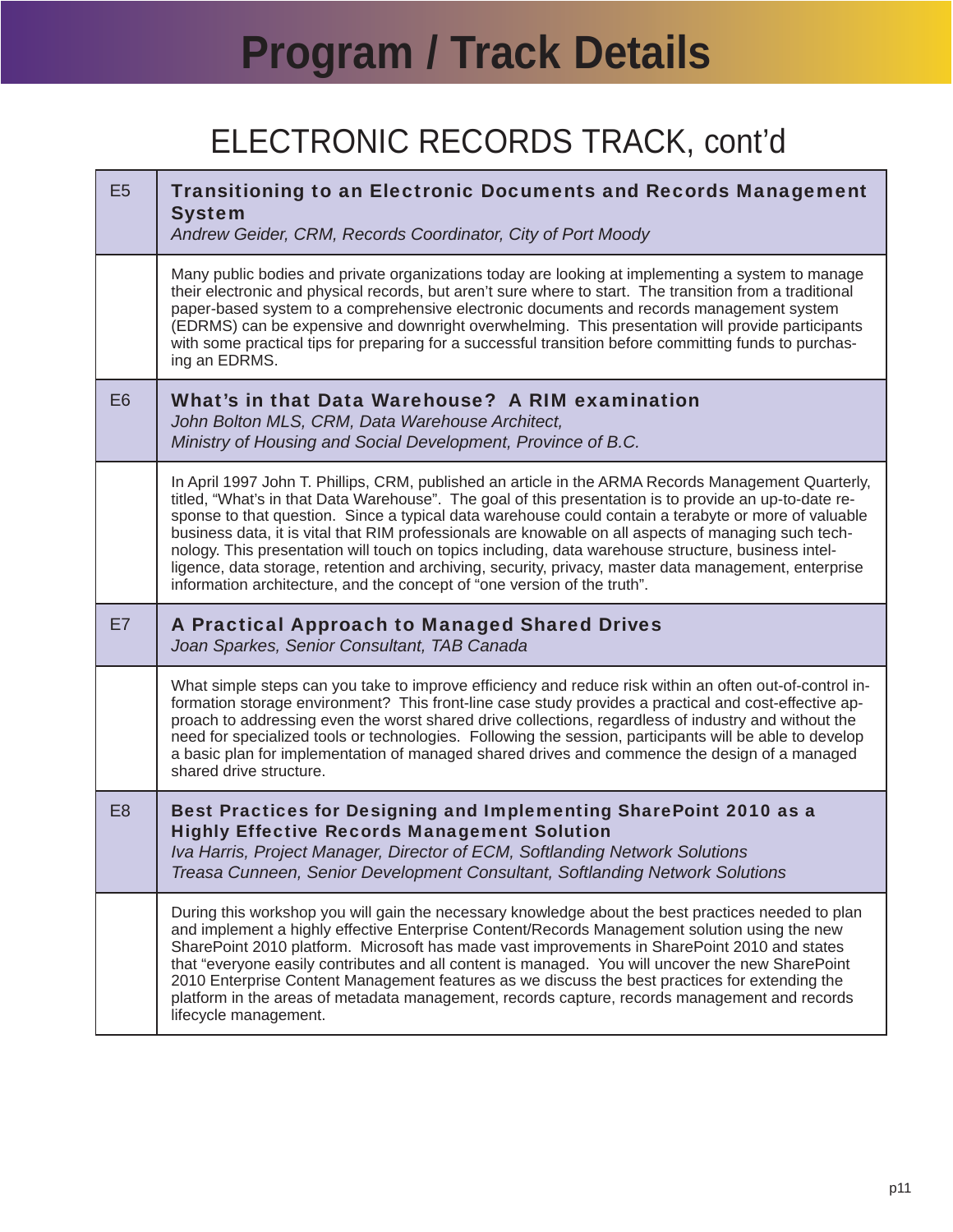# Program / Track Details

## ELECTRONIC RECORDS TRACK, cont'd

| | |
|---|---|
| E5 | **Transitioning to an Electronic Documents and Records Management System**<br>*Andrew Geider, CRM, Records Coordinator, City of Port Moody* |
| | Many public bodies and private organizations today are looking at implementing a system to manage their electronic and physical records, but aren't sure where to start. The transition from a traditional paper-based system to a comprehensive electronic documents and records management system (EDRMS) can be expensive and downright overwhelming. This presentation will provide participants with some practical tips for preparing for a successful transition before committing funds to purchasing an EDRMS. |
| E6 | **What's in that Data Warehouse? A RIM examination**<br>*John Bolton MLS, CRM, Data Warehouse Architect,*<br>*Ministry of Housing and Social Development, Province of B.C.* |
| | In April 1997 John T. Phillips, CRM, published an article in the ARMA Records Management Quarterly, titled, "What's in that Data Warehouse". The goal of this presentation is to provide an up-to-date response to that question. Since a typical data warehouse could contain a terabyte or more of valuable business data, it is vital that RIM professionals are knowable on all aspects of managing such technology. This presentation will touch on topics including, data warehouse structure, business intelligence, data storage, retention and archiving, security, privacy, master data management, enterprise information architecture, and the concept of "one version of the truth". |
| E7 | **A Practical Approach to Managed Shared Drives**<br>*Joan Sparkes, Senior Consultant, TAB Canada* |
| | What simple steps can you take to improve efficiency and reduce risk within an often out-of-control information storage environment? This front-line case study provides a practical and cost-effective approach to addressing even the worst shared drive collections, regardless of industry and without the need for specialized tools or technologies. Following the session, participants will be able to develop a basic plan for implementation of managed shared drives and commence the design of a managed shared drive structure. |
| E8 | **Best Practices for Designing and Implementing SharePoint 2010 as a Highly Effective Records Management Solution**<br>*Iva Harris, Project Manager, Director of ECM, Softlanding Network Solutions*<br>*Treasa Cunneen, Senior Development Consultant, Softlanding Network Solutions* |
| | During this workshop you will gain the necessary knowledge about the best practices needed to plan and implement a highly effective Enterprise Content/Records Management solution using the new SharePoint 2010 platform. Microsoft has made vast improvements in SharePoint 2010 and states that "everyone easily contributes and all content is managed. You will uncover the new SharePoint 2010 Enterprise Content Management features as we discuss the best practices for extending the platform in the areas of metadata management, records capture, records management and records lifecycle management. |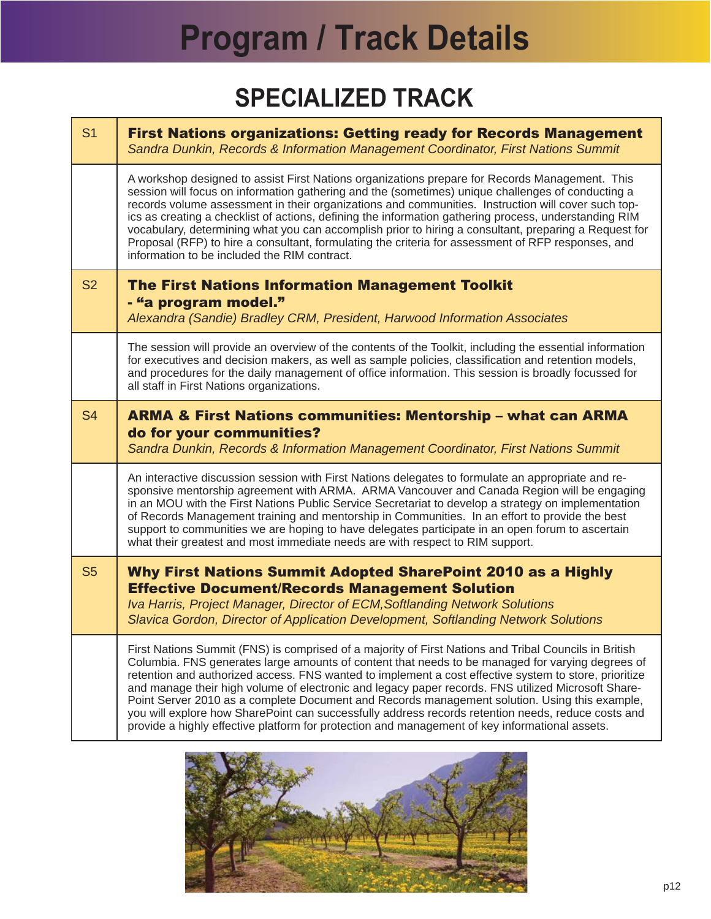# Program / Track Details

## SPECIALIZED TRACK

| | |
|---|---|
| S1 | **First Nations organizations: Getting ready for Records Management**<br>*Sandra Dunkin, Records & Information Management Coordinator, First Nations Summit* |
| | A workshop designed to assist First Nations organizations prepare for Records Management. This session will focus on information gathering and the (sometimes) unique challenges of conducting a records volume assessment in their organizations and communities. Instruction will cover such topics as creating a checklist of actions, defining the information gathering process, understanding RIM vocabulary, determining what you can accomplish prior to hiring a consultant, preparing a Request for Proposal (RFP) to hire a consultant, formulating the criteria for assessment of RFP responses, and information to be included the RIM contract. |
| S2 | **The First Nations Information Management Toolkit - "a program model."**<br>*Alexandra (Sandie) Bradley CRM, President, Harwood Information Associates* |
| | The session will provide an overview of the contents of the Toolkit, including the essential information for executives and decision makers, as well as sample policies, classification and retention models, and procedures for the daily management of office information. This session is broadly focussed for all staff in First Nations organizations. |
| S4 | **ARMA & First Nations communities: Mentorship – what can ARMA do for your communities?**<br>*Sandra Dunkin, Records & Information Management Coordinator, First Nations Summit* |
| | An interactive discussion session with First Nations delegates to formulate an appropriate and responsive mentorship agreement with ARMA. ARMA Vancouver and Canada Region will be engaging in an MOU with the First Nations Public Service Secretariat to develop a strategy on implementation of Records Management training and mentorship in Communities. In an effort to provide the best support to communities we are hoping to have delegates participate in an open forum to ascertain what their greatest and most immediate needs are with respect to RIM support. |
| S5 | **Why First Nations Summit Adopted SharePoint 2010 as a Highly Effective Document/Records Management Solution**<br>*Iva Harris, Project Manager, Director of ECM,Softlanding Network Solutions*<br>*Slavica Gordon, Director of Application Development, Softlanding Network Solutions* |
| | First Nations Summit (FNS) is comprised of a majority of First Nations and Tribal Councils in British Columbia. FNS generates large amounts of content that needs to be managed for varying degrees of retention and authorized access. FNS wanted to implement a cost effective system to store, prioritize and manage their high volume of electronic and legacy paper records. FNS utilized Microsoft SharePoint Server 2010 as a complete Document and Records management solution. Using this example, you will explore how SharePoint can successfully address records retention needs, reduce costs and provide a highly effective platform for protection and management of key informational assets. |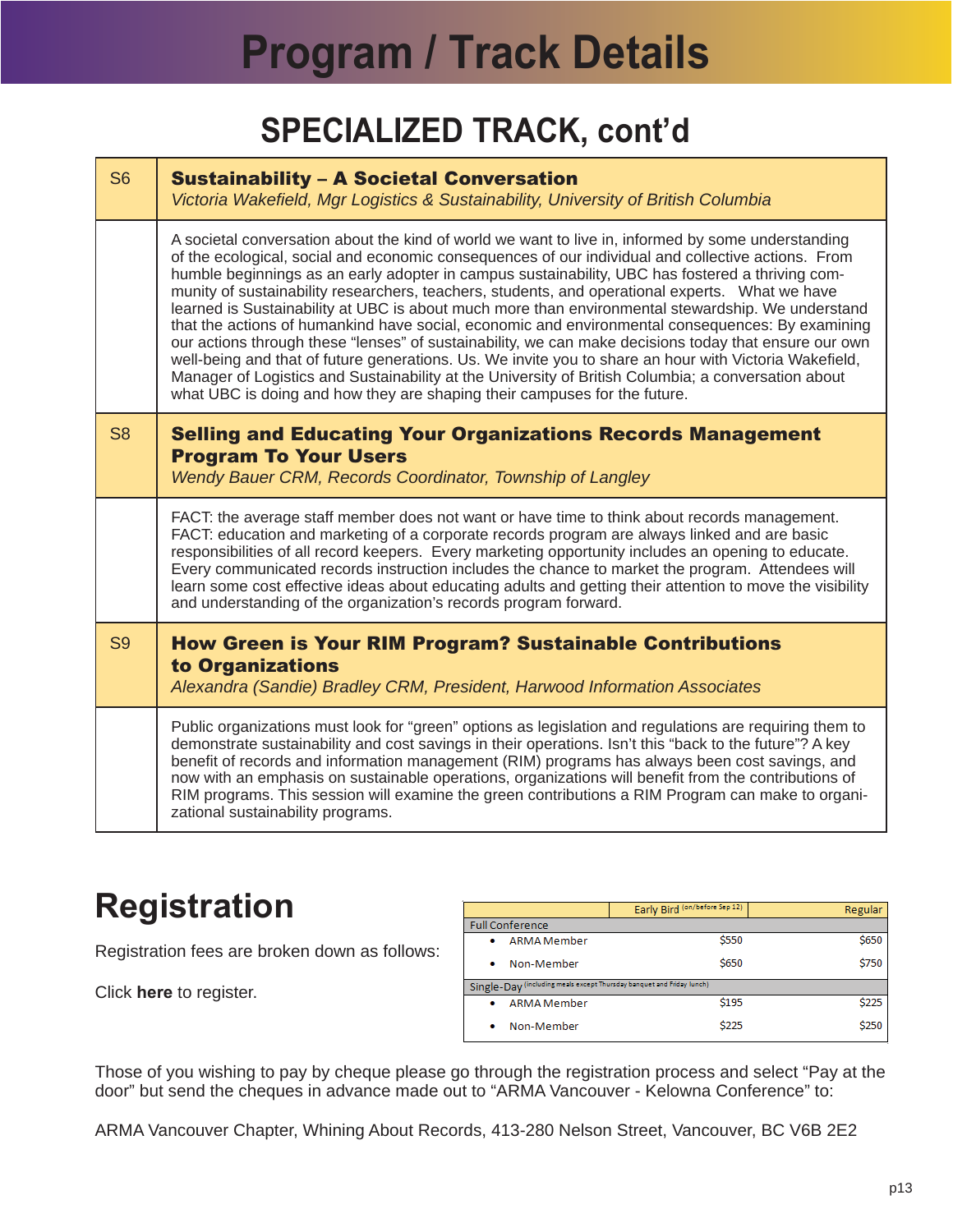# Program / Track Details

## SPECIALIZED TRACK, cont'd

| | |
|---|---|
| S6 | **Sustainability – A Societal Conversation**<br>*Victoria Wakefield, Mgr Logistics & Sustainability, University of British Columbia* |
| | A societal conversation about the kind of world we want to live in, informed by some understanding of the ecological, social and economic consequences of our individual and collective actions. From humble beginnings as an early adopter in campus sustainability, UBC has fostered a thriving community of sustainability researchers, teachers, students, and operational experts. What we have learned is Sustainability at UBC is about much more than environmental stewardship. We understand that the actions of humankind have social, economic and environmental consequences: By examining our actions through these "lenses" of sustainability, we can make decisions today that ensure our own well-being and that of future generations. Us. We invite you to share an hour with Victoria Wakefield, Manager of Logistics and Sustainability at the University of British Columbia; a conversation about what UBC is doing and how they are shaping their campuses for the future. |
| S8 | **Selling and Educating Your Organizations Records Management Program To Your Users**<br>*Wendy Bauer CRM, Records Coordinator, Township of Langley* |
| | FACT: the average staff member does not want or have time to think about records management. FACT: education and marketing of a corporate records program are always linked and are basic responsibilities of all record keepers. Every marketing opportunity includes an opening to educate. Every communicated records instruction includes the chance to market the program. Attendees will learn some cost effective ideas about educating adults and getting their attention to move the visibility and understanding of the organization's records program forward. |
| S9 | **How Green is Your RIM Program? Sustainable Contributions to Organizations**<br>*Alexandra (Sandie) Bradley CRM, President, Harwood Information Associates* |
| | Public organizations must look for "green" options as legislation and regulations are requiring them to demonstrate sustainability and cost savings in their operations. Isn't this "back to the future"? A key benefit of records and information management (RIM) programs has always been cost savings, and now with an emphasis on sustainable operations, organizations will benefit from the contributions of RIM programs. This session will examine the green contributions a RIM Program can make to organizational sustainability programs. |

# Registration

Registration fees are broken down as follows:

Click **here** to register.

| | Early Bird (on/before Sep 12) | Regular |
|---|---|---|
| Full Conference | | |
| • ARMA Member | $550 | $650 |
| • Non-Member | $650 | $750 |
| Single-Day (including meals except Thursday banquet and Friday lunch) | | |
| • ARMA Member | $195 | $225 |
| • Non-Member | $225 | $250 |

Those of you wishing to pay by cheque please go through the registration process and select "Pay at the door" but send the cheques in advance made out to "ARMA Vancouver - Kelowna Conference" to:

ARMA Vancouver Chapter, Whining About Records, 413-280 Nelson Street, Vancouver, BC V6B 2E2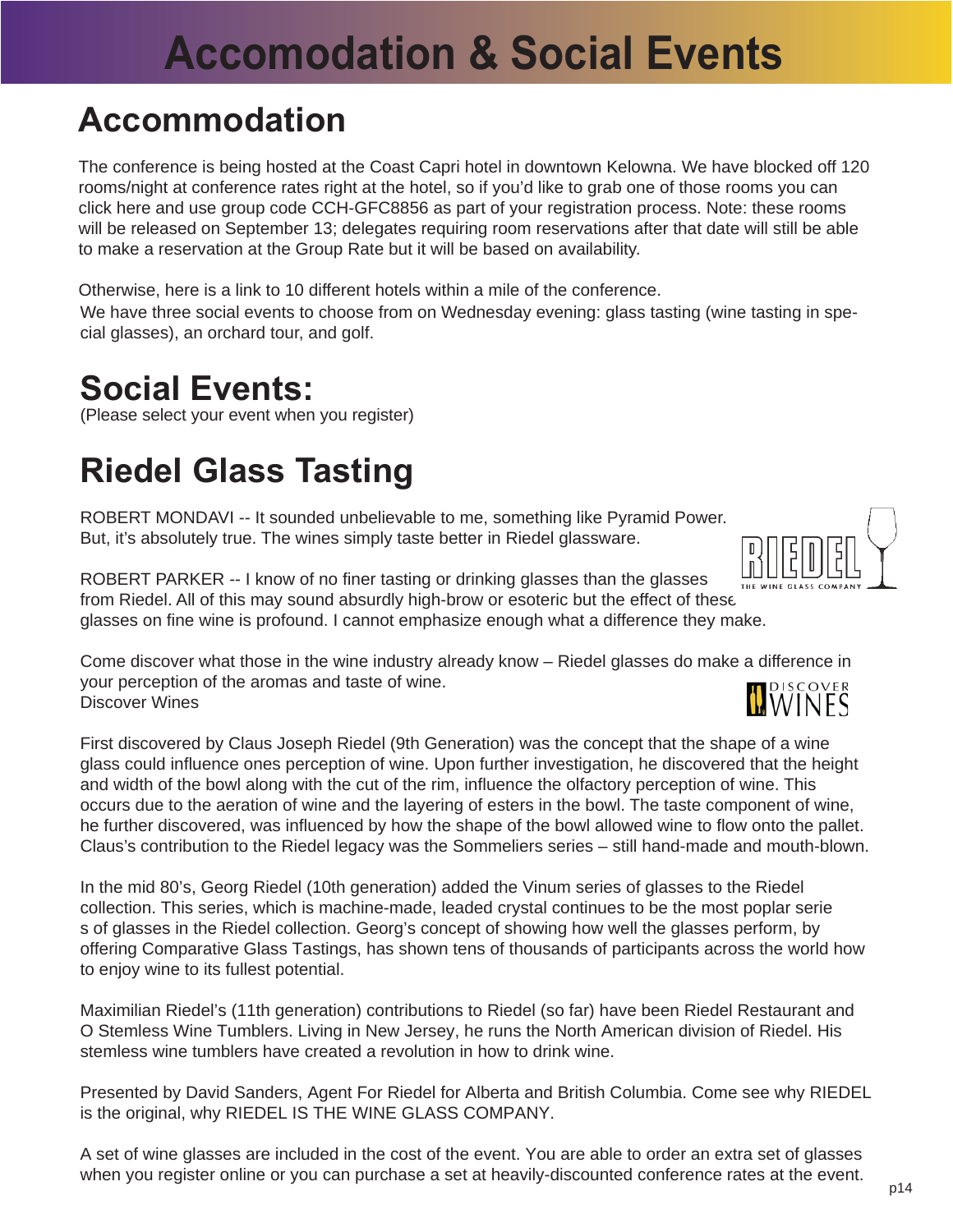# Accomodation & Social Events

## Accommodation

The conference is being hosted at the Coast Capri hotel in downtown Kelowna. We have blocked off 120 rooms/night at conference rates right at the hotel, so if you'd like to grab one of those rooms you can click here and use group code CCH-GFC8856 as part of your registration process. Note: these rooms will be released on September 13; delegates requiring room reservations after that date will still be able to make a reservation at the Group Rate but it will be based on availability.

Otherwise, here is a link to 10 different hotels within a mile of the conference.
We have three social events to choose from on Wednesday evening: glass tasting (wine tasting in special glasses), an orchard tour, and golf.

## Social Events:

(Please select your event when you register)

## Riedel Glass Tasting

ROBERT MONDAVI -- It sounded unbelievable to me, something like Pyramid Power. But, it's absolutely true. The wines simply taste better in Riedel glassware.

ROBERT PARKER -- I know of no finer tasting or drinking glasses than the glasses from Riedel. All of this may sound absurdly high-brow or esoteric but the effect of these glasses on fine wine is profound. I cannot emphasize enough what a difference they make.

Come discover what those in the wine industry already know – Riedel glasses do make a difference in your perception of the aromas and taste of wine.
Discover Wines

First discovered by Claus Joseph Riedel (9th Generation) was the concept that the shape of a wine glass could influence ones perception of wine. Upon further investigation, he discovered that the height and width of the bowl along with the cut of the rim, influence the olfactory perception of wine. This occurs due to the aeration of wine and the layering of esters in the bowl. The taste component of wine, he further discovered, was influenced by how the shape of the bowl allowed wine to flow onto the pallet. Claus's contribution to the Riedel legacy was the Sommeliers series – still hand-made and mouth-blown.

In the mid 80's, Georg Riedel (10th generation) added the Vinum series of glasses to the Riedel collection. This series, which is machine-made, leaded crystal continues to be the most poplar serie s of glasses in the Riedel collection. Georg's concept of showing how well the glasses perform, by offering Comparative Glass Tastings, has shown tens of thousands of participants across the world how to enjoy wine to its fullest potential.

Maximilian Riedel's (11th generation) contributions to Riedel (so far) have been Riedel Restaurant and O Stemless Wine Tumblers. Living in New Jersey, he runs the North American division of Riedel. His stemless wine tumblers have created a revolution in how to drink wine.

Presented by David Sanders, Agent For Riedel for Alberta and British Columbia. Come see why RIEDEL is the original, why RIEDEL IS THE WINE GLASS COMPANY.

A set of wine glasses are included in the cost of the event. You are able to order an extra set of glasses when you register online or you can purchase a set at heavily-discounted conference rates at the event.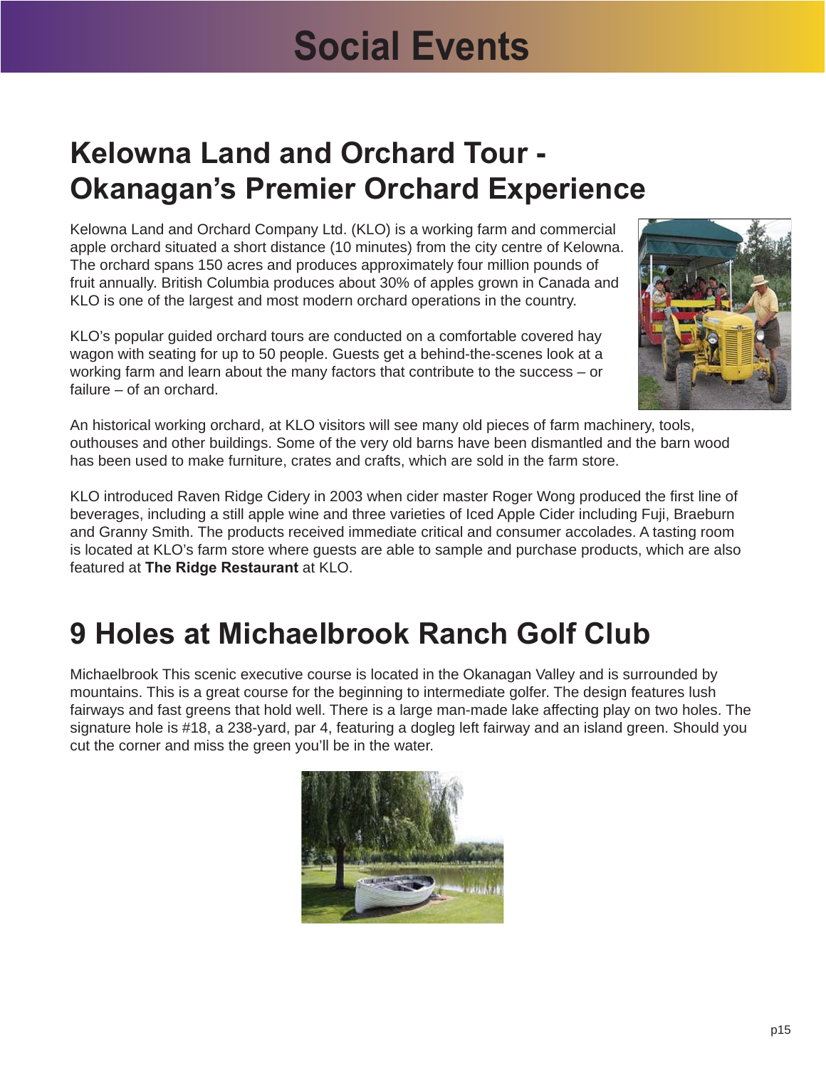# Social Events

## Kelowna Land and Orchard Tour - Okanagan's Premier Orchard Experience

Kelowna Land and Orchard Company Ltd. (KLO) is a working farm and commercial apple orchard situated a short distance (10 minutes) from the city centre of Kelowna. The orchard spans 150 acres and produces approximately four million pounds of fruit annually. British Columbia produces about 30% of apples grown in Canada and KLO is one of the largest and most modern orchard operations in the country.

KLO's popular guided orchard tours are conducted on a comfortable covered hay wagon with seating for up to 50 people. Guests get a behind-the-scenes look at a working farm and learn about the many factors that contribute to the success – or failure – of an orchard.

An historical working orchard, at KLO visitors will see many old pieces of farm machinery, tools, outhouses and other buildings. Some of the very old barns have been dismantled and the barn wood has been used to make furniture, crates and crafts, which are sold in the farm store.

KLO introduced Raven Ridge Cidery in 2003 when cider master Roger Wong produced the first line of beverages, including a still apple wine and three varieties of Iced Apple Cider including Fuji, Braeburn and Granny Smith. The products received immediate critical and consumer accolades. A tasting room is located at KLO's farm store where guests are able to sample and purchase products, which are also featured at **The Ridge Restaurant** at KLO.

## 9 Holes at Michaelbrook Ranch Golf Club

Michaelbrook This scenic executive course is located in the Okanagan Valley and is surrounded by mountains. This is a great course for the beginning to intermediate golfer. The design features lush fairways and fast greens that hold well. There is a large man-made lake affecting play on two holes. The signature hole is #18, a 238-yard, par 4, featuring a dogleg left fairway and an island green. Should you cut the corner and miss the green you'll be in the water.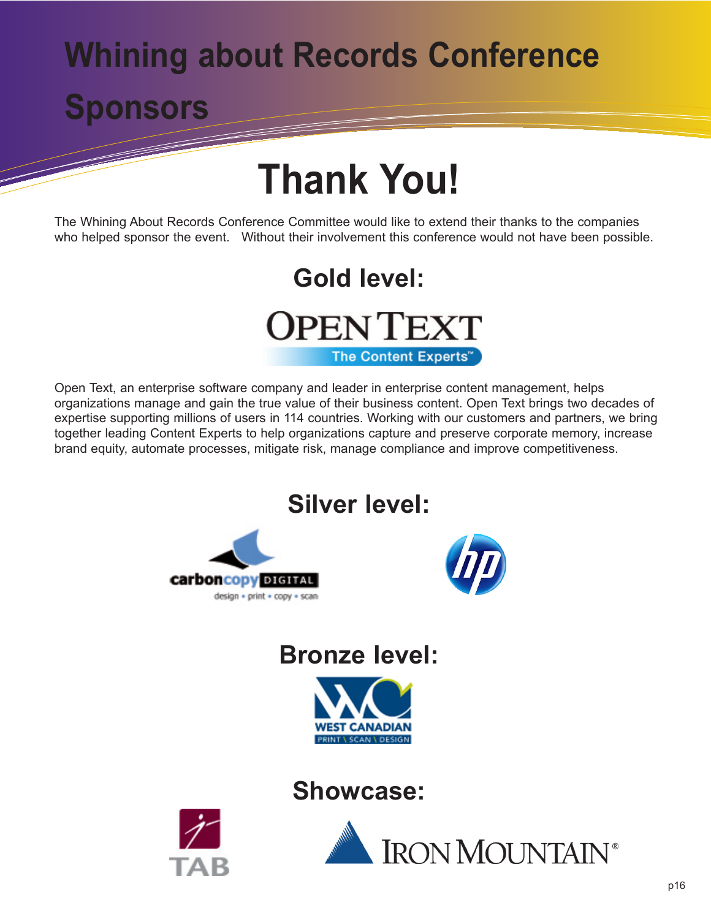# Whining about Records Conference Sponsors

## Thank You!

The Whining About Records Conference Committee would like to extend their thanks to the companies who helped sponsor the event. Without their involvement this conference would not have been possible.

### Gold level:

OPEN TEXT
The Content Experts™

Open Text, an enterprise software company and leader in enterprise content management, helps organizations manage and gain the true value of their business content. Open Text brings two decades of expertise supporting millions of users in 114 countries. Working with our customers and partners, we bring together leading Content Experts to help organizations capture and preserve corporate memory, increase brand equity, automate processes, mitigate risk, manage compliance and improve competitiveness.

### Silver level:

carboncopy DIGITAL
design • print • copy • scan

hp

### Bronze level:

WEST CANADIAN
PRINT \ SCAN \ DESIGN

### Showcase:

TAB

IRON MOUNTAIN®